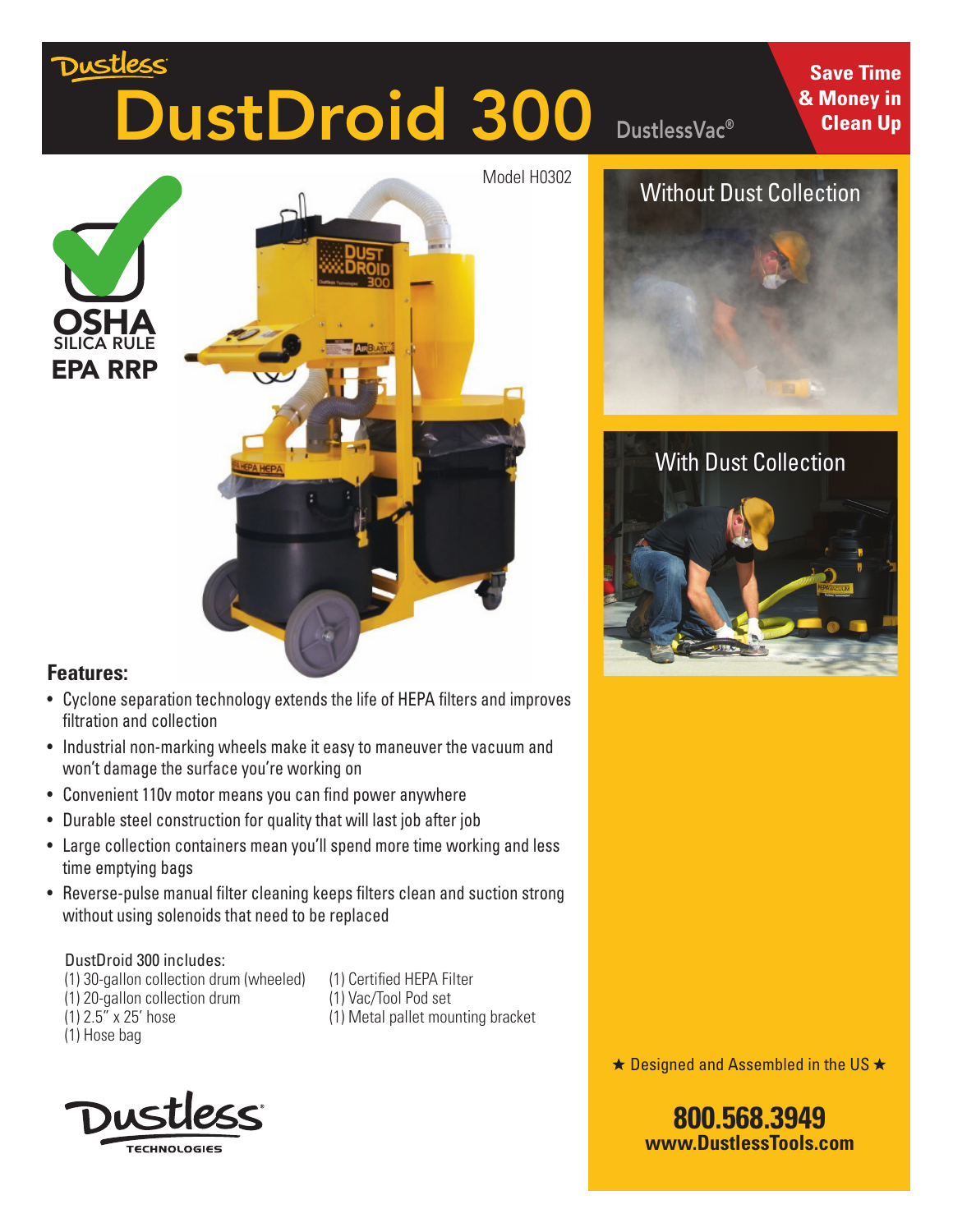Dustless

# DustDroid 300

DustlessVac®

**Save Time & Money in Clean Up**

Model H0302

OSHA SILICA RULE
EPA RRP

Without Dust Collection

With Dust Collection

## Features:

- Cyclone separation technology extends the life of HEPA filters and improves filtration and collection
- Industrial non-marking wheels make it easy to maneuver the vacuum and won't damage the surface you're working on
- Convenient 110v motor means you can find power anywhere
- Durable steel construction for quality that will last job after job
- Large collection containers mean you'll spend more time working and less time emptying bags
- Reverse-pulse manual filter cleaning keeps filters clean and suction strong without using solenoids that need to be replaced

DustDroid 300 includes:

(1) 30-gallon collection drum (wheeled)
(1) 20-gallon collection drum
(1) 2.5″ x 25′ hose
(1) Hose bag
(1) Certified HEPA Filter
(1) Vac/Tool Pod set
(1) Metal pallet mounting bracket

★ Designed and Assembled in the US ★

**800.568.3949**
**www.DustlessTools.com**

Dustless TECHNOLOGIES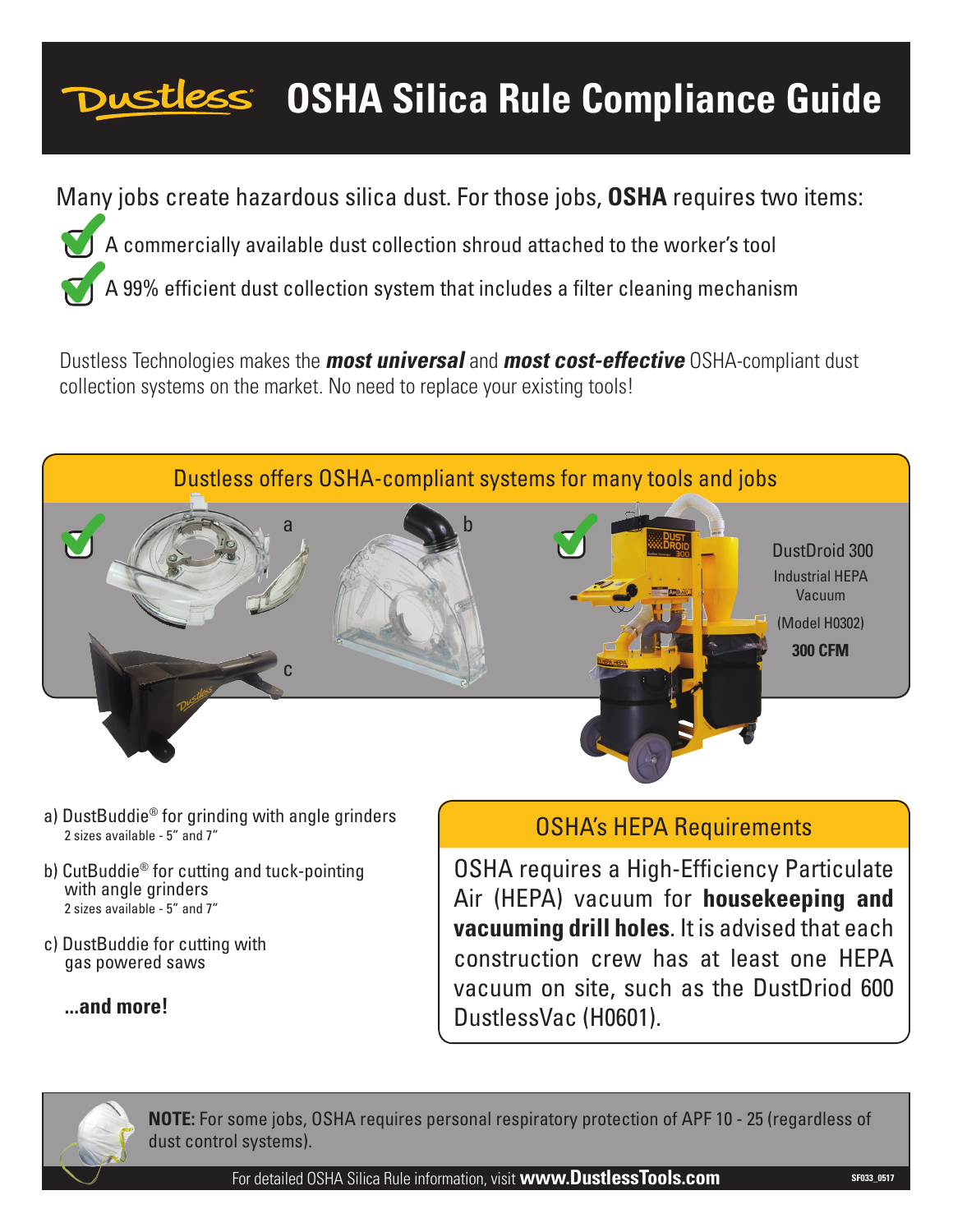# Dustless OSHA Silica Rule Compliance Guide

Many jobs create hazardous silica dust. For those jobs, **OSHA** requires two items:

- ✔ A commercially available dust collection shroud attached to the worker's tool
- ✔ A 99% efficient dust collection system that includes a filter cleaning mechanism

Dustless Technologies makes the ***most universal*** and ***most cost-effective*** OSHA-compliant dust collection systems on the market. No need to replace your existing tools!

## Dustless offers OSHA-compliant systems for many tools and jobs

DustDroid 300
Industrial HEPA Vacuum
(Model H0302)
**300 CFM**

a) DustBuddie® for grinding with angle grinders
2 sizes available - 5" and 7"

b) CutBuddie® for cutting and tuck-pointing with angle grinders
2 sizes available - 5" and 7"

c) DustBuddie for cutting with gas powered saws

**...and more!**

## OSHA's HEPA Requirements

OSHA requires a High-Efficiency Particulate Air (HEPA) vacuum for **housekeeping and vacuuming drill holes**. It is advised that each construction crew has at least one HEPA vacuum on site, such as the DustDriod 600 DustlessVac (H0601).

**NOTE:** For some jobs, OSHA requires personal respiratory protection of APF 10 - 25 (regardless of dust control systems).

For detailed OSHA Silica Rule information, visit **www.DustlessTools.com**

SF033_0517